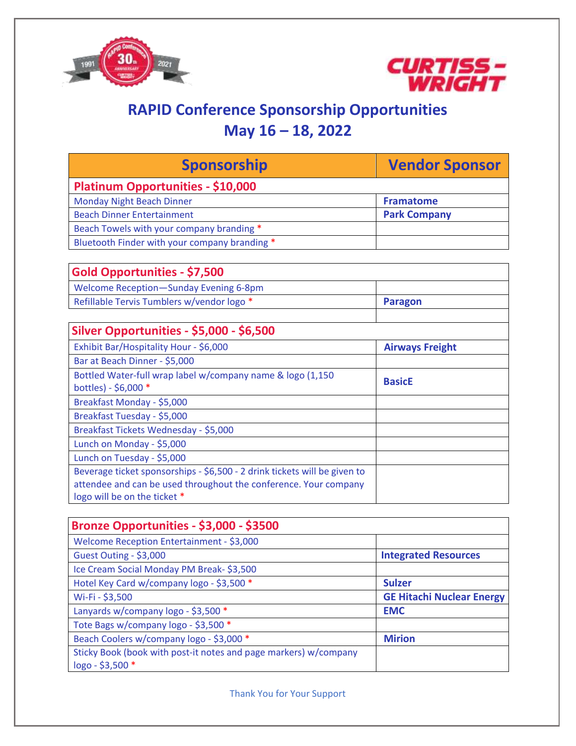# RAPID Conference Sponsorship Opportunities
## May 16 – 18, 2022

| Sponsorship | Vendor Sponsor |
|---|---|
| **Platinum Opportunities - $10,000** | |
| Monday Night Beach Dinner | **Framatome** |
| Beach Dinner Entertainment | **Park Company** |
| Beach Towels with your company branding * | |
| Bluetooth Finder with your company branding * | |
| **Gold Opportunities - $7,500** | |
| Welcome Reception—Sunday Evening 6-8pm | |
| Refillable Tervis Tumblers w/vendor logo * | **Paragon** |
| | |
| **Silver Opportunities - $5,000 - $6,500** | |
| Exhibit Bar/Hospitality Hour - $6,000 | **Airways Freight** |
| Bar at Beach Dinner - $5,000 | |
| Bottled Water-full wrap label w/company name & logo (1,150 bottles) - $6,000 * | **BasicE** |
| Breakfast Monday - $5,000 | |
| Breakfast Tuesday - $5,000 | |
| Breakfast Tickets Wednesday - $5,000 | |
| Lunch on Monday - $5,000 | |
| Lunch on Tuesday - $5,000 | |
| Beverage ticket sponsorships - $6,500 - 2 drink tickets will be given to attendee and can be used throughout the conference. Your company logo will be on the ticket * | |
| **Bronze Opportunities - $3,000 - $3500** | |
| Welcome Reception Entertainment - $3,000 | |
| Guest Outing - $3,000 | **Integrated Resources** |
| Ice Cream Social Monday PM Break- $3,500 | |
| Hotel Key Card w/company logo - $3,500 * | **Sulzer** |
| Wi-Fi - $3,500 | **GE Hitachi Nuclear Energy** |
| Lanyards w/company logo - $3,500 * | **EMC** |
| Tote Bags w/company logo - $3,500 * | |
| Beach Coolers w/company logo - $3,000 * | **Mirion** |
| Sticky Book (book with post-it notes and page markers) w/company logo - $3,500 * | |

Thank You for Your Support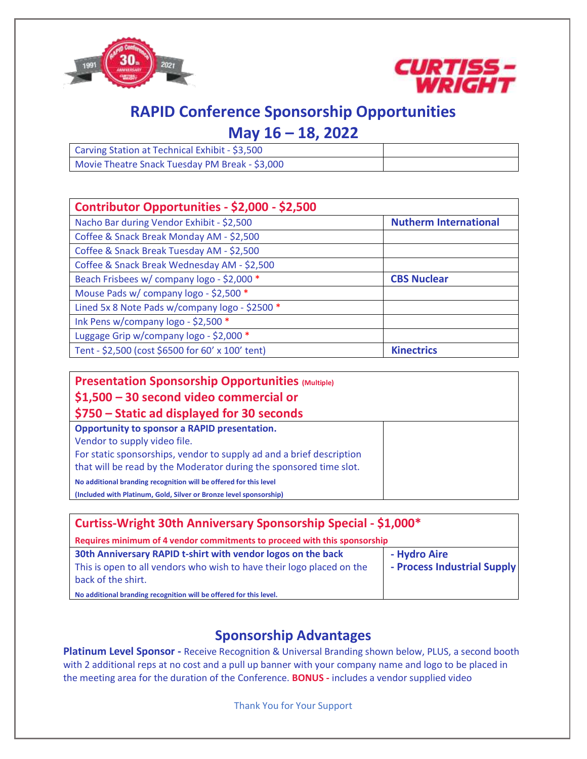# RAPID Conference Sponsorship Opportunities

## May 16 – 18, 2022

| | |
|---|---|
| Carving Station at Technical Exhibit - $3,500 | |
| Movie Theatre Snack Tuesday PM Break - $3,000 | |

| Contributor Opportunities - $2,000 - $2,500 | |
|---|---|
| Nacho Bar during Vendor Exhibit - $2,500 | **Nutherm International** |
| Coffee & Snack Break Monday AM - $2,500 | |
| Coffee & Snack Break Tuesday AM - $2,500 | |
| Coffee & Snack Break Wednesday AM - $2,500 | |
| Beach Frisbees w/ company logo - $2,000 * | **CBS Nuclear** |
| Mouse Pads w/ company logo - $2,500 * | |
| Lined 5x 8 Note Pads w/company logo - $2500 * | |
| Ink Pens w/company logo - $2,500 * | |
| Luggage Grip w/company logo - $2,000 * | |
| Tent - $2,500 (cost $6500 for 60' x 100' tent) | **Kinectrics** |

| Presentation Sponsorship Opportunities (Multiple)<br>$1,500 – 30 second video commercial or<br>$750 – Static ad displayed for 30 seconds | |
|---|---|
| **Opportunity to sponsor a RAPID presentation.**<br>Vendor to supply video file.<br>For static sponsorships, vendor to supply ad and a brief description that will be read by the Moderator during the sponsored time slot.<br>**No additional branding recognition will be offered for this level**<br>**(Included with Platinum, Gold, Silver or Bronze level sponsorship)** | |

| Curtiss-Wright 30th Anniversary Sponsorship Special - $1,000*<br>Requires minimum of 4 vendor commitments to proceed with this sponsorship | |
|---|---|
| **30th Anniversary RAPID t-shirt with vendor logos on the back**<br>This is open to all vendors who wish to have their logo placed on the back of the shirt.<br>**No additional branding recognition will be offered for this level.** | **- Hydro Aire**<br>**- Process Industrial Supply** |

## Sponsorship Advantages

**Platinum Level Sponsor -** Receive Recognition & Universal Branding shown below, PLUS, a second booth with 2 additional reps at no cost and a pull up banner with your company name and logo to be placed in the meeting area for the duration of the Conference. **BONUS -** includes a vendor supplied video

Thank You for Your Support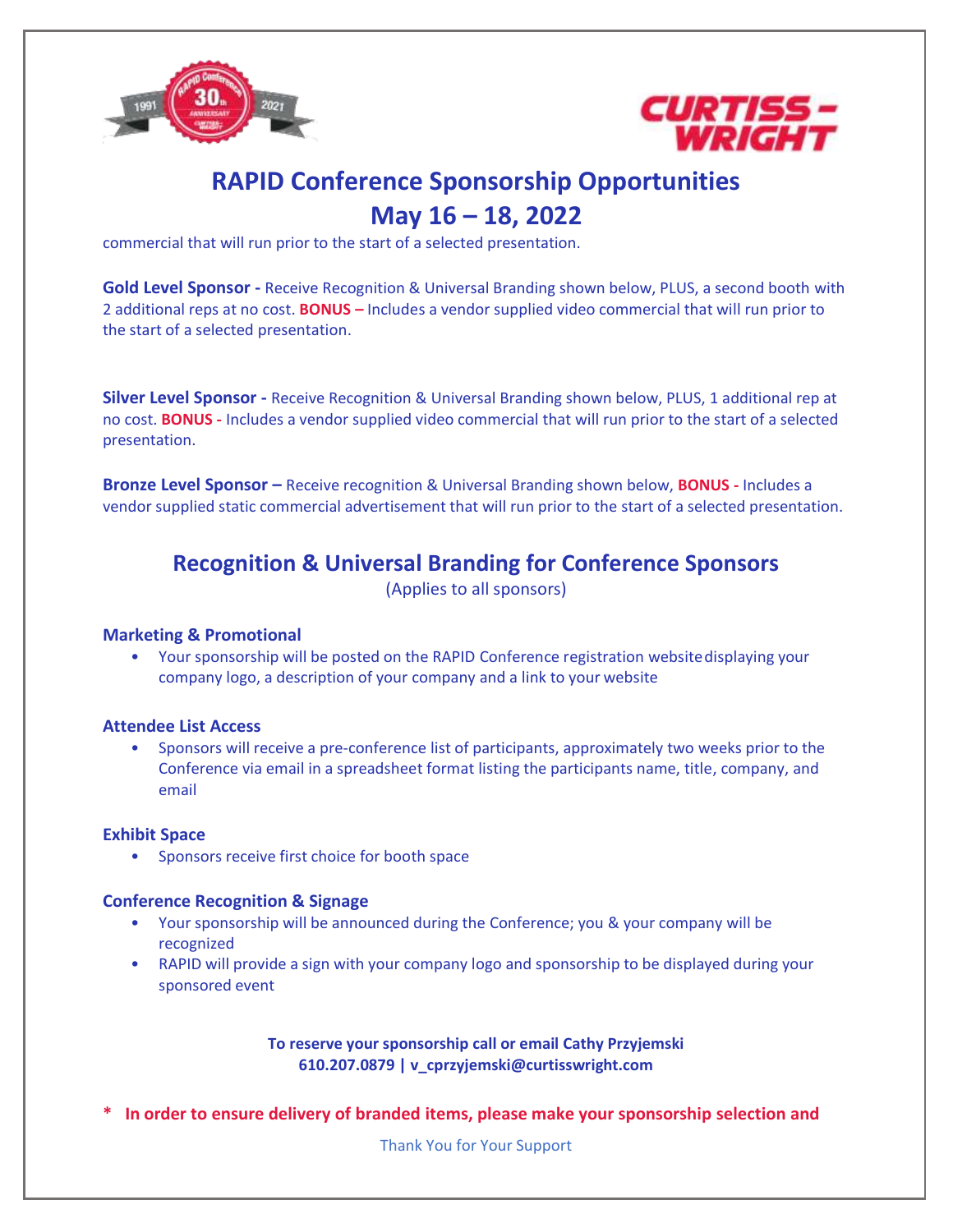# RAPID Conference Sponsorship Opportunities
# May 16 – 18, 2022

commercial that will run prior to the start of a selected presentation.

**Gold Level Sponsor -** Receive Recognition & Universal Branding shown below, PLUS, a second booth with 2 additional reps at no cost. **BONUS –** Includes a vendor supplied video commercial that will run prior to the start of a selected presentation.

**Silver Level Sponsor -** Receive Recognition & Universal Branding shown below, PLUS, 1 additional rep at no cost. **BONUS -** Includes a vendor supplied video commercial that will run prior to the start of a selected presentation.

**Bronze Level Sponsor –** Receive recognition & Universal Branding shown below, **BONUS -** Includes a vendor supplied static commercial advertisement that will run prior to the start of a selected presentation.

## Recognition & Universal Branding for Conference Sponsors

(Applies to all sponsors)

### Marketing & Promotional

- Your sponsorship will be posted on the RAPID Conference registration website displaying your company logo, a description of your company and a link to your website

### Attendee List Access

- Sponsors will receive a pre-conference list of participants, approximately two weeks prior to the Conference via email in a spreadsheet format listing the participants name, title, company, and email

### Exhibit Space

- Sponsors receive first choice for booth space

### Conference Recognition & Signage

- Your sponsorship will be announced during the Conference; you & your company will be recognized
- RAPID will provide a sign with your company logo and sponsorship to be displayed during your sponsored event

**To reserve your sponsorship call or email Cathy Przyjemski**
**610.207.0879 | v_cprzyjemski@curtisswright.com**

**\* In order to ensure delivery of branded items, please make your sponsorship selection and**

Thank You for Your Support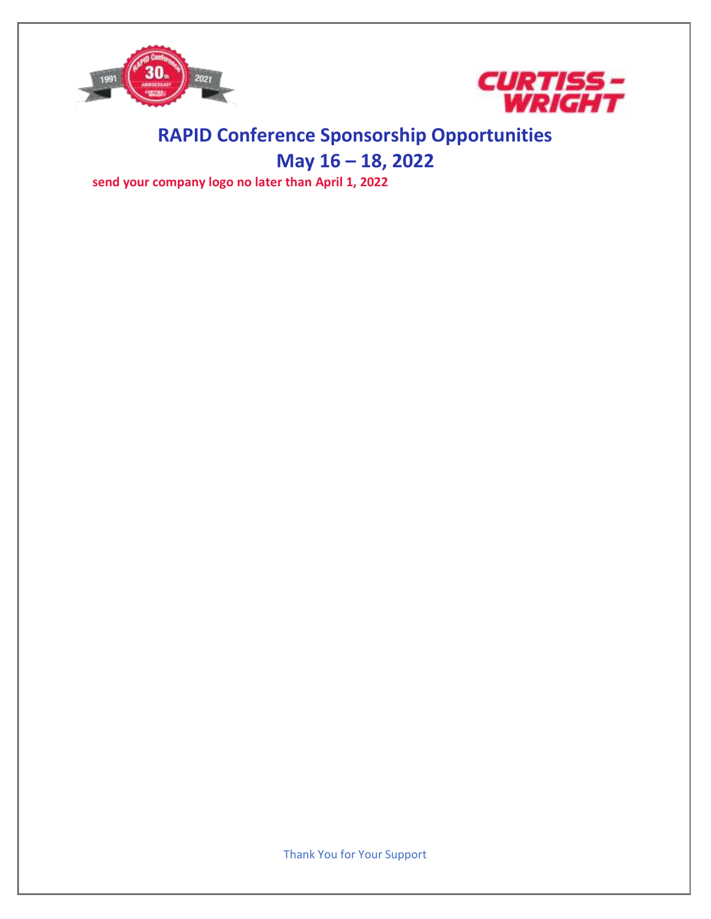# RAPID Conference Sponsorship Opportunities

## May 16 – 18, 2022

**send your company logo no later than April 1, 2022**

Thank You for Your Support